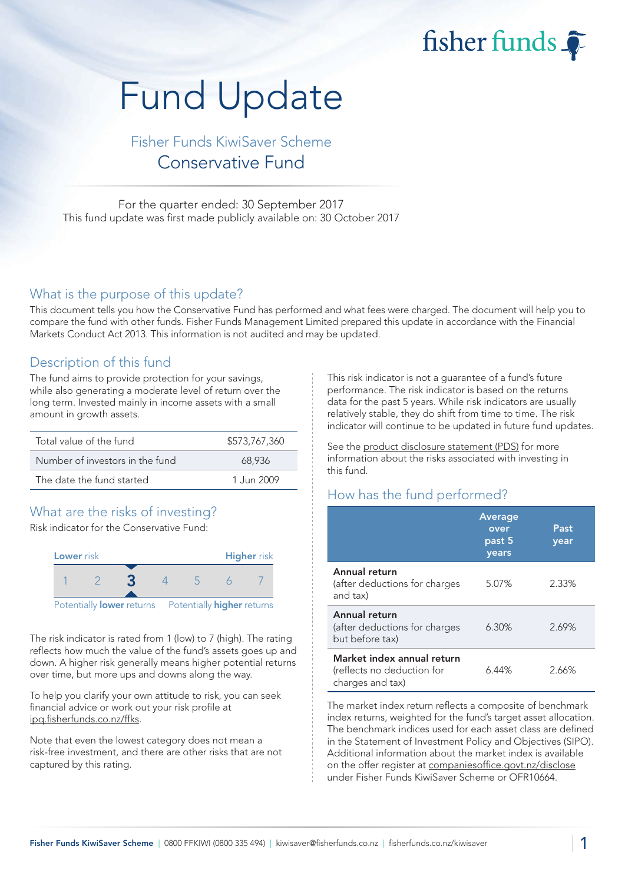fisher funds

# Fund Update

## Fisher Funds KiwiSaver Scheme
## Conservative Fund

For the quarter ended: 30 September 2017
This fund update was first made publicly available on: 30 October 2017

## What is the purpose of this update?

This document tells you how the Conservative Fund has performed and what fees were charged. The document will help you to compare the fund with other funds. Fisher Funds Management Limited prepared this update in accordance with the Financial Markets Conduct Act 2013. This information is not audited and may be updated.

## Description of this fund

The fund aims to provide protection for your savings, while also generating a moderate level of return over the long term. Invested mainly in income assets with a small amount in growth assets.

| | |
|---|---|
| Total value of the fund | $573,767,360 |
| Number of investors in the fund | 68,936 |
| The date the fund started | 1 Jun 2009 |

## What are the risks of investing?

Risk indicator for the Conservative Fund:

| Lower risk | | | | | | Higher risk |
|---|---|---|---|---|---|---|
| 1 | 2 | **3** | 4 | 5 | 6 | 7 |
| Potentially **lower** returns | | | | | | Potentially **higher** returns |

The risk indicator is rated from 1 (low) to 7 (high). The rating reflects how much the value of the fund's assets goes up and down. A higher risk generally means higher potential returns over time, but more ups and downs along the way.

To help you clarify your own attitude to risk, you can seek financial advice or work out your risk profile at ipq.fisherfunds.co.nz/ffks.

Note that even the lowest category does not mean a risk-free investment, and there are other risks that are not captured by this rating.

This risk indicator is not a guarantee of a fund's future performance. The risk indicator is based on the returns data for the past 5 years. While risk indicators are usually relatively stable, they do shift from time to time. The risk indicator will continue to be updated in future fund updates.

See the product disclosure statement (PDS) for more information about the risks associated with investing in this fund.

## How has the fund performed?

| | Average over past 5 years | Past year |
|---|---|---|
| **Annual return** (after deductions for charges and tax) | 5.07% | 2.33% |
| **Annual return** (after deductions for charges but before tax) | 6.30% | 2.69% |
| **Market index annual return** (reflects no deduction for charges and tax) | 6.44% | 2.66% |

The market index return reflects a composite of benchmark index returns, weighted for the fund's target asset allocation. The benchmark indices used for each asset class are defined in the Statement of Investment Policy and Objectives (SIPO). Additional information about the market index is available on the offer register at companiesoffice.govt.nz/disclose under Fisher Funds KiwiSaver Scheme or OFR10664.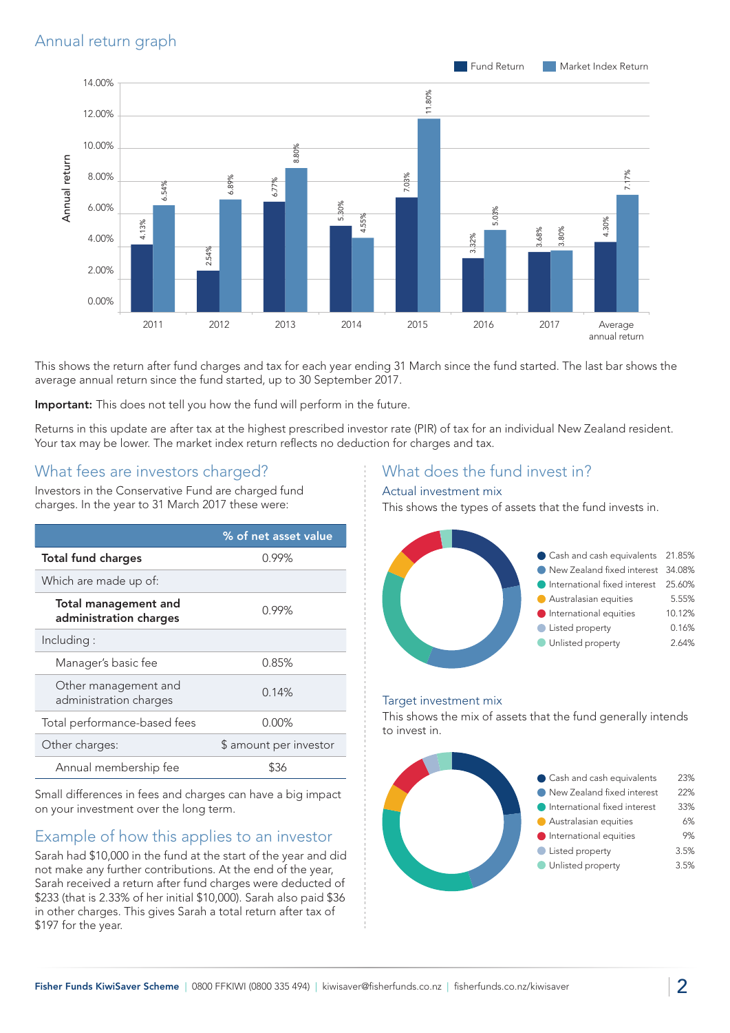## Annual return graph

| Year | Fund Return | Market Index Return |
|---|---|---|
| 2011 | 4.13% | 6.54% |
| 2012 | 2.54% | 6.89% |
| 2013 | 6.77% | 8.80% |
| 2014 | 5.30% | 4.55% |
| 2015 | 7.03% | 11.80% |
| 2016 | 3.32% | 5.03% |
| 2017 | 3.68% | 3.80% |
| Average annual return | 4.30% | 7.17% |

This shows the return after fund charges and tax for each year ending 31 March since the fund started. The last bar shows the average annual return since the fund started, up to 30 September 2017.

**Important:** This does not tell you how the fund will perform in the future.

Returns in this update are after tax at the highest prescribed investor rate (PIR) of tax for an individual New Zealand resident. Your tax may be lower. The market index return reflects no deduction for charges and tax.

## What fees are investors charged?

Investors in the Conservative Fund are charged fund charges. In the year to 31 March 2017 these were:

| | % of net asset value |
|---|---|
| **Total fund charges** | 0.99% |
| Which are made up of: | |
| **Total management and administration charges** | 0.99% |
| Including : | |
| Manager's basic fee | 0.85% |
| Other management and administration charges | 0.14% |
| Total performance-based fees | 0.00% |
| Other charges: | $ amount per investor |
| Annual membership fee | $36 |

Small differences in fees and charges can have a big impact on your investment over the long term.

## Example of how this applies to an investor

Sarah had $10,000 in the fund at the start of the year and did not make any further contributions. At the end of the year, Sarah received a return after fund charges were deducted of $233 (that is 2.33% of her initial $10,000). Sarah also paid $36 in other charges. This gives Sarah a total return after tax of $197 for the year.

## What does the fund invest in?

### Actual investment mix

This shows the types of assets that the fund invests in.

| Asset type | % |
|---|---|
| Cash and cash equivalents | 21.85% |
| New Zealand fixed interest | 34.08% |
| International fixed interest | 25.60% |
| Australasian equities | 5.55% |
| International equities | 10.12% |
| Listed property | 0.16% |
| Unlisted property | 2.64% |

### Target investment mix

This shows the mix of assets that the fund generally intends to invest in.

| Asset type | % |
|---|---|
| Cash and cash equivalents | 23% |
| New Zealand fixed interest | 22% |
| International fixed interest | 33% |
| Australasian equities | 6% |
| International equities | 9% |
| Listed property | 3.5% |
| Unlisted property | 3.5% |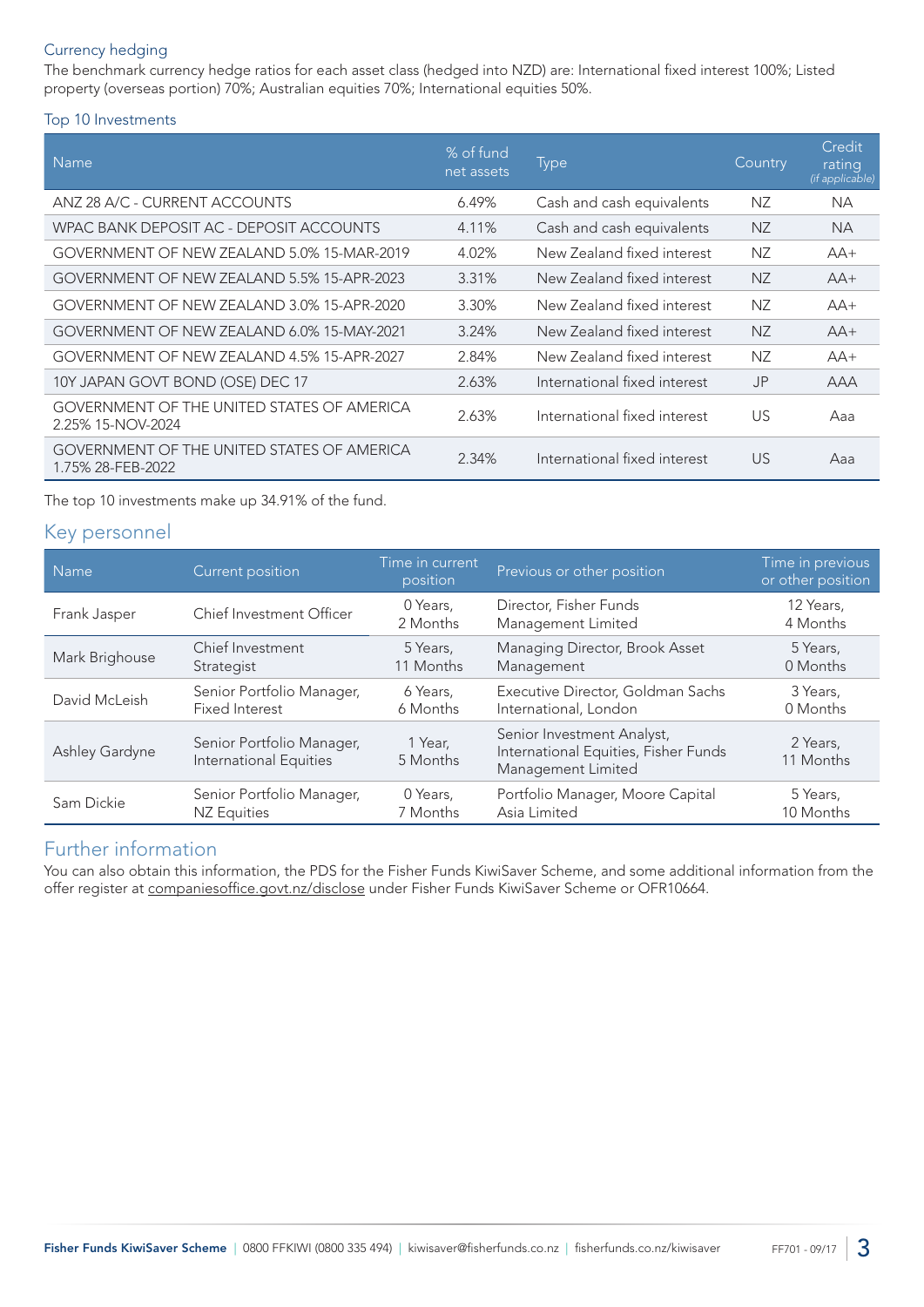### Currency hedging

The benchmark currency hedge ratios for each asset class (hedged into NZD) are: International fixed interest 100%; Listed property (overseas portion) 70%; Australian equities 70%; International equities 50%.

### Top 10 Investments

| Name | % of fund net assets | Type | Country | Credit rating *(if applicable)* |
|---|---|---|---|---|
| ANZ 28 A/C - CURRENT ACCOUNTS | 6.49% | Cash and cash equivalents | NZ | NA |
| WPAC BANK DEPOSIT AC - DEPOSIT ACCOUNTS | 4.11% | Cash and cash equivalents | NZ | NA |
| GOVERNMENT OF NEW ZEALAND 5.0% 15-MAR-2019 | 4.02% | New Zealand fixed interest | NZ | AA+ |
| GOVERNMENT OF NEW ZEALAND 5.5% 15-APR-2023 | 3.31% | New Zealand fixed interest | NZ | AA+ |
| GOVERNMENT OF NEW ZEALAND 3.0% 15-APR-2020 | 3.30% | New Zealand fixed interest | NZ | AA+ |
| GOVERNMENT OF NEW ZEALAND 6.0% 15-MAY-2021 | 3.24% | New Zealand fixed interest | NZ | AA+ |
| GOVERNMENT OF NEW ZEALAND 4.5% 15-APR-2027 | 2.84% | New Zealand fixed interest | NZ | AA+ |
| 10Y JAPAN GOVT BOND (OSE) DEC 17 | 2.63% | International fixed interest | JP | AAA |
| GOVERNMENT OF THE UNITED STATES OF AMERICA 2.25% 15-NOV-2024 | 2.63% | International fixed interest | US | Aaa |
| GOVERNMENT OF THE UNITED STATES OF AMERICA 1.75% 28-FEB-2022 | 2.34% | International fixed interest | US | Aaa |

The top 10 investments make up 34.91% of the fund.

## Key personnel

| Name | Current position | Time in current position | Previous or other position | Time in previous or other position |
|---|---|---|---|---|
| Frank Jasper | Chief Investment Officer | 0 Years, 2 Months | Director, Fisher Funds Management Limited | 12 Years, 4 Months |
| Mark Brighouse | Chief Investment Strategist | 5 Years, 11 Months | Managing Director, Brook Asset Management | 5 Years, 0 Months |
| David McLeish | Senior Portfolio Manager, Fixed Interest | 6 Years, 6 Months | Executive Director, Goldman Sachs International, London | 3 Years, 0 Months |
| Ashley Gardyne | Senior Portfolio Manager, International Equities | 1 Year, 5 Months | Senior Investment Analyst, International Equities, Fisher Funds Management Limited | 2 Years, 11 Months |
| Sam Dickie | Senior Portfolio Manager, NZ Equities | 0 Years, 7 Months | Portfolio Manager, Moore Capital Asia Limited | 5 Years, 10 Months |

## Further information

You can also obtain this information, the PDS for the Fisher Funds KiwiSaver Scheme, and some additional information from the offer register at companiesoffice.govt.nz/disclose under Fisher Funds KiwiSaver Scheme or OFR10664.